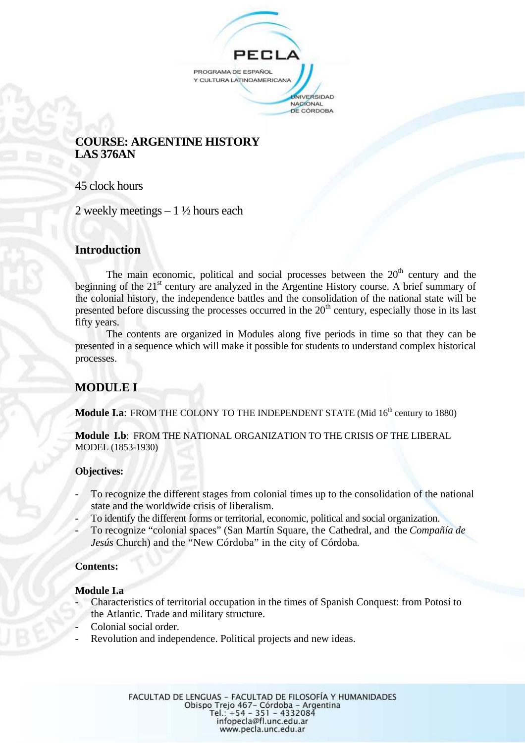# COURSE: ARGENTINE HISTORY
# LAS 376AN

45 clock hours

2 weekly meetings – 1 ½ hours each

## Introduction

The main economic, political and social processes between the 20th century and the beginning of the 21st century are analyzed in the Argentine History course. A brief summary of the colonial history, the independence battles and the consolidation of the national state will be presented before discussing the processes occurred in the 20th century, especially those in its last fifty years.

The contents are organized in Modules along five periods in time so that they can be presented in a sequence which will make it possible for students to understand complex historical processes.

## MODULE I

**Module I.a**: FROM THE COLONY TO THE INDEPENDENT STATE (Mid 16th century to 1880)

**Module I.b**: FROM THE NATIONAL ORGANIZATION TO THE CRISIS OF THE LIBERAL MODEL (1853-1930)

**Objectives:**

- To recognize the different stages from colonial times up to the consolidation of the national state and the worldwide crisis of liberalism.
- To identify the different forms or territorial, economic, political and social organization.
- To recognize "colonial spaces" (San Martín Square, the Cathedral, and the *Compañía de Jesús* Church) and the "New Córdoba" in the city of Córdoba.

**Contents:**

**Module I.a**

- Characteristics of territorial occupation in the times of Spanish Conquest: from Potosí to the Atlantic. Trade and military structure.
- Colonial social order.
- Revolution and independence. Political projects and new ideas.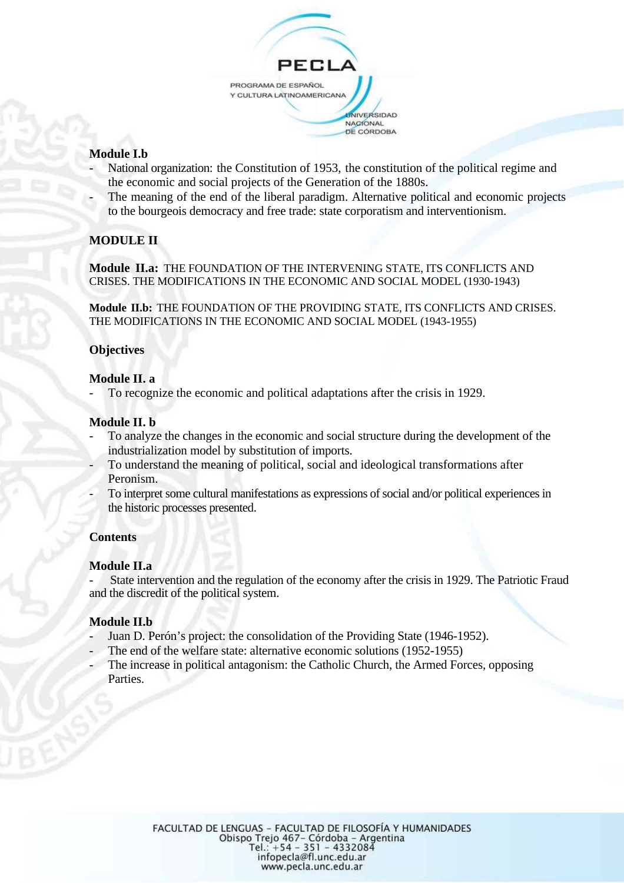**Module I.b**

- National organization: the Constitution of 1953, the constitution of the political regime and the economic and social projects of the Generation of the 1880s.
- The meaning of the end of the liberal paradigm. Alternative political and economic projects to the bourgeois democracy and free trade: state corporatism and interventionism.

**MODULE II**

**Module II.a:** THE FOUNDATION OF THE INTERVENING STATE, ITS CONFLICTS AND CRISES. THE MODIFICATIONS IN THE ECONOMIC AND SOCIAL MODEL (1930-1943)

**Module II.b:** THE FOUNDATION OF THE PROVIDING STATE, ITS CONFLICTS AND CRISES. THE MODIFICATIONS IN THE ECONOMIC AND SOCIAL MODEL (1943-1955)

**Objectives**

**Module II. a**

- To recognize the economic and political adaptations after the crisis in 1929.

**Module II. b**

- To analyze the changes in the economic and social structure during the development of the industrialization model by substitution of imports.
- To understand the meaning of political, social and ideological transformations after Peronism.
- To interpret some cultural manifestations as expressions of social and/or political experiences in the historic processes presented.

**Contents**

**Module II.a**

- State intervention and the regulation of the economy after the crisis in 1929. The Patriotic Fraud and the discredit of the political system.

**Module II.b**

- Juan D. Perón's project: the consolidation of the Providing State (1946-1952).
- The end of the welfare state: alternative economic solutions (1952-1955)
- The increase in political antagonism: the Catholic Church, the Armed Forces, opposing Parties.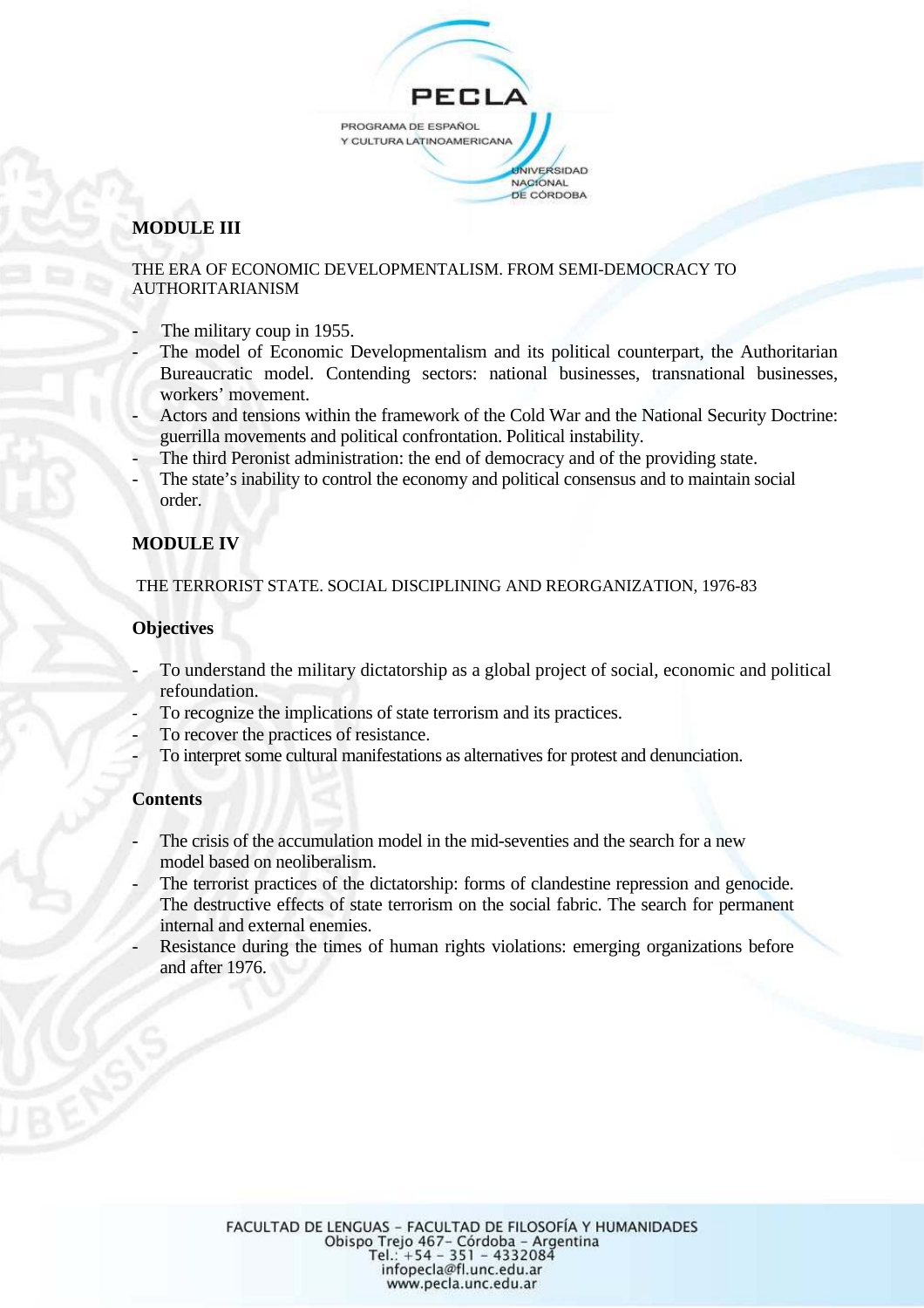## MODULE III

THE ERA OF ECONOMIC DEVELOPMENTALISM. FROM SEMI-DEMOCRACY TO AUTHORITARIANISM

- The military coup in 1955.
- The model of Economic Developmentalism and its political counterpart, the Authoritarian Bureaucratic model. Contending sectors: national businesses, transnational businesses, workers' movement.
- Actors and tensions within the framework of the Cold War and the National Security Doctrine: guerrilla movements and political confrontation. Political instability.
- The third Peronist administration: the end of democracy and of the providing state.
- The state's inability to control the economy and political consensus and to maintain social order.

## MODULE IV

THE TERRORIST STATE. SOCIAL DISCIPLINING AND REORGANIZATION, 1976-83

### Objectives

- To understand the military dictatorship as a global project of social, economic and political refoundation.
- To recognize the implications of state terrorism and its practices.
- To recover the practices of resistance.
- To interpret some cultural manifestations as alternatives for protest and denunciation.

### Contents

- The crisis of the accumulation model in the mid-seventies and the search for a new model based on neoliberalism.
- The terrorist practices of the dictatorship: forms of clandestine repression and genocide. The destructive effects of state terrorism on the social fabric. The search for permanent internal and external enemies.
- Resistance during the times of human rights violations: emerging organizations before and after 1976.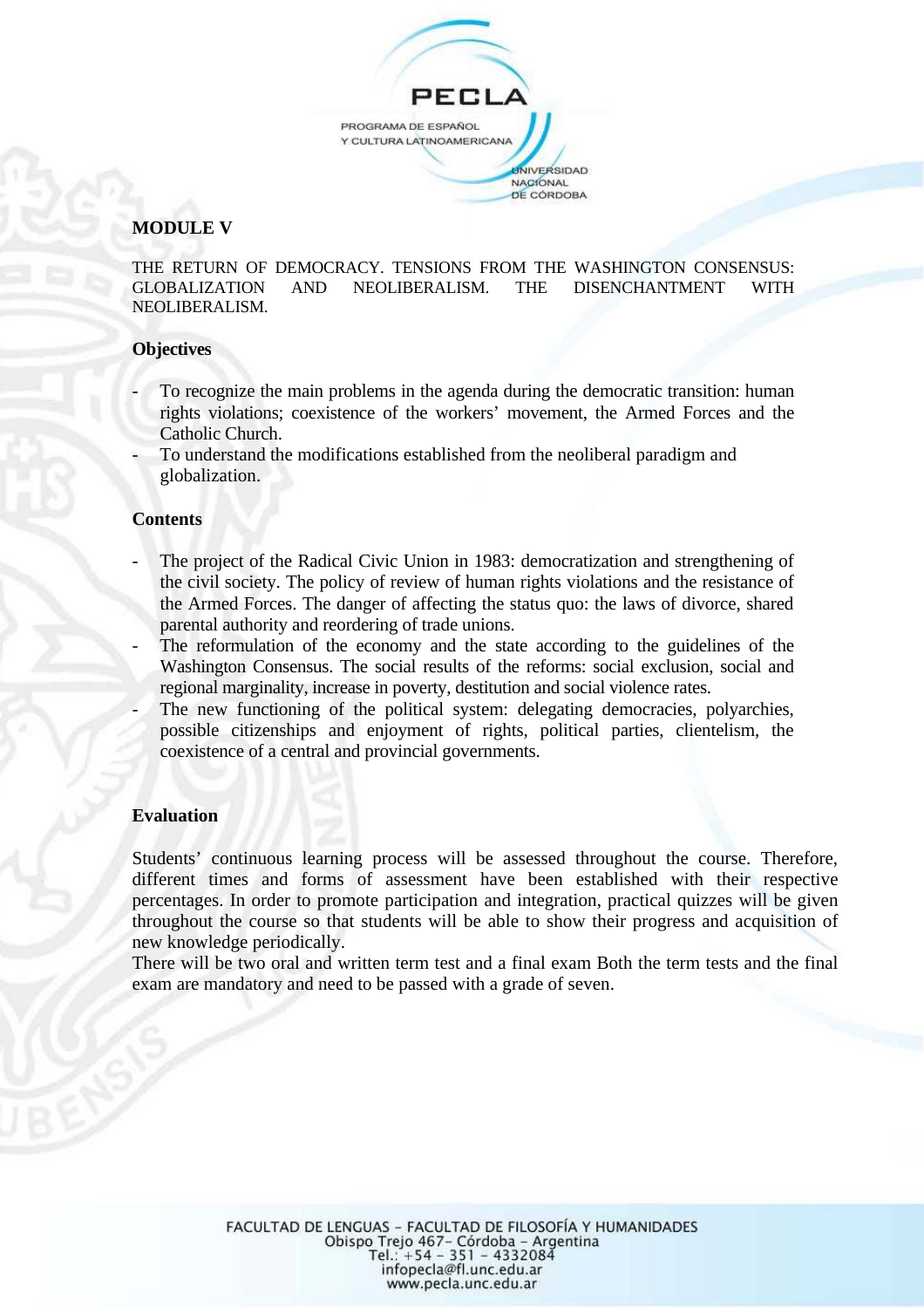## MODULE V

THE RETURN OF DEMOCRACY. TENSIONS FROM THE WASHINGTON CONSENSUS: GLOBALIZATION AND NEOLIBERALISM. THE DISENCHANTMENT WITH NEOLIBERALISM.

### Objectives

- To recognize the main problems in the agenda during the democratic transition: human rights violations; coexistence of the workers' movement, the Armed Forces and the Catholic Church.
- To understand the modifications established from the neoliberal paradigm and globalization.

### Contents

- The project of the Radical Civic Union in 1983: democratization and strengthening of the civil society. The policy of review of human rights violations and the resistance of the Armed Forces. The danger of affecting the status quo: the laws of divorce, shared parental authority and reordering of trade unions.
- The reformulation of the economy and the state according to the guidelines of the Washington Consensus. The social results of the reforms: social exclusion, social and regional marginality, increase in poverty, destitution and social violence rates.
- The new functioning of the political system: delegating democracies, polyarchies, possible citizenships and enjoyment of rights, political parties, clientelism, the coexistence of a central and provincial governments.

### Evaluation

Students' continuous learning process will be assessed throughout the course. Therefore, different times and forms of assessment have been established with their respective percentages. In order to promote participation and integration, practical quizzes will be given throughout the course so that students will be able to show their progress and acquisition of new knowledge periodically.
There will be two oral and written term test and a final exam Both the term tests and the final exam are mandatory and need to be passed with a grade of seven.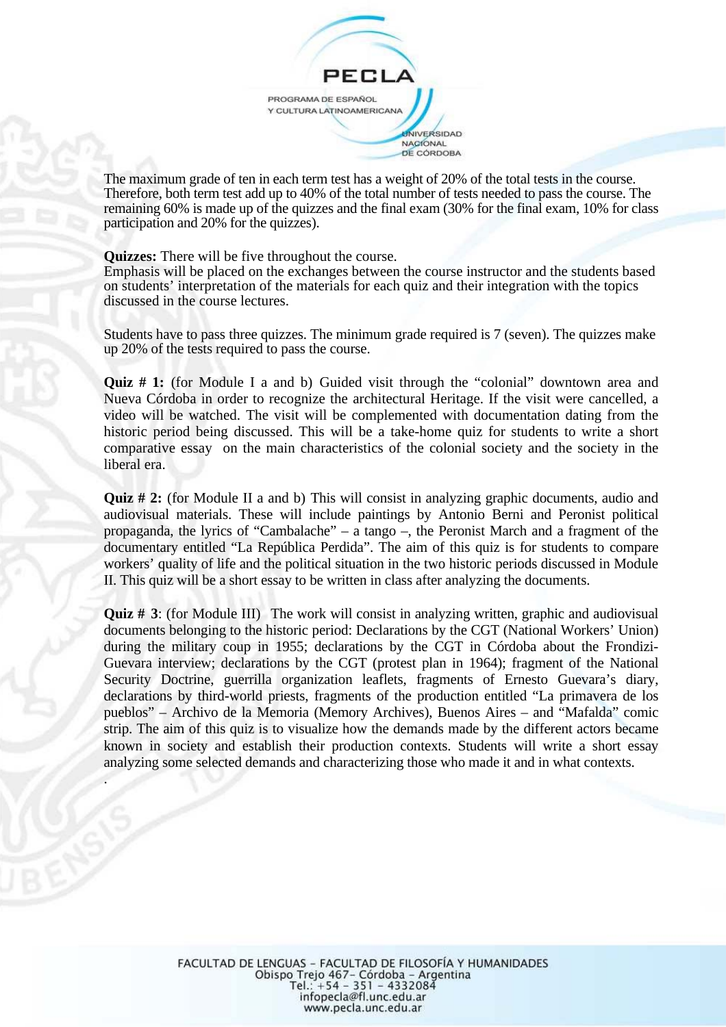The maximum grade of ten in each term test has a weight of 20% of the total tests in the course. Therefore, both term test add up to 40% of the total number of tests needed to pass the course. The remaining 60% is made up of the quizzes and the final exam (30% for the final exam, 10% for class participation and 20% for the quizzes).

**Quizzes:** There will be five throughout the course.
Emphasis will be placed on the exchanges between the course instructor and the students based on students' interpretation of the materials for each quiz and their integration with the topics discussed in the course lectures.

Students have to pass three quizzes. The minimum grade required is 7 (seven). The quizzes make up 20% of the tests required to pass the course.

**Quiz # 1:** (for Module I a and b) Guided visit through the "colonial" downtown area and Nueva Córdoba in order to recognize the architectural Heritage. If the visit were cancelled, a video will be watched. The visit will be complemented with documentation dating from the historic period being discussed. This will be a take-home quiz for students to write a short comparative essay on the main characteristics of the colonial society and the society in the liberal era.

**Quiz # 2:** (for Module II a and b) This will consist in analyzing graphic documents, audio and audiovisual materials. These will include paintings by Antonio Berni and Peronist political propaganda, the lyrics of "Cambalache" – a tango –, the Peronist March and a fragment of the documentary entitled "La República Perdida". The aim of this quiz is for students to compare workers' quality of life and the political situation in the two historic periods discussed in Module II. This quiz will be a short essay to be written in class after analyzing the documents.

**Quiz # 3**: (for Module III) The work will consist in analyzing written, graphic and audiovisual documents belonging to the historic period: Declarations by the CGT (National Workers' Union) during the military coup in 1955; declarations by the CGT in Córdoba about the Frondizi-Guevara interview; declarations by the CGT (protest plan in 1964); fragment of the National Security Doctrine, guerrilla organization leaflets, fragments of Ernesto Guevara's diary, declarations by third-world priests, fragments of the production entitled "La primavera de los pueblos" – Archivo de la Memoria (Memory Archives), Buenos Aires – and "Mafalda" comic strip. The aim of this quiz is to visualize how the demands made by the different actors became known in society and establish their production contexts. Students will write a short essay analyzing some selected demands and characterizing those who made it and in what contexts.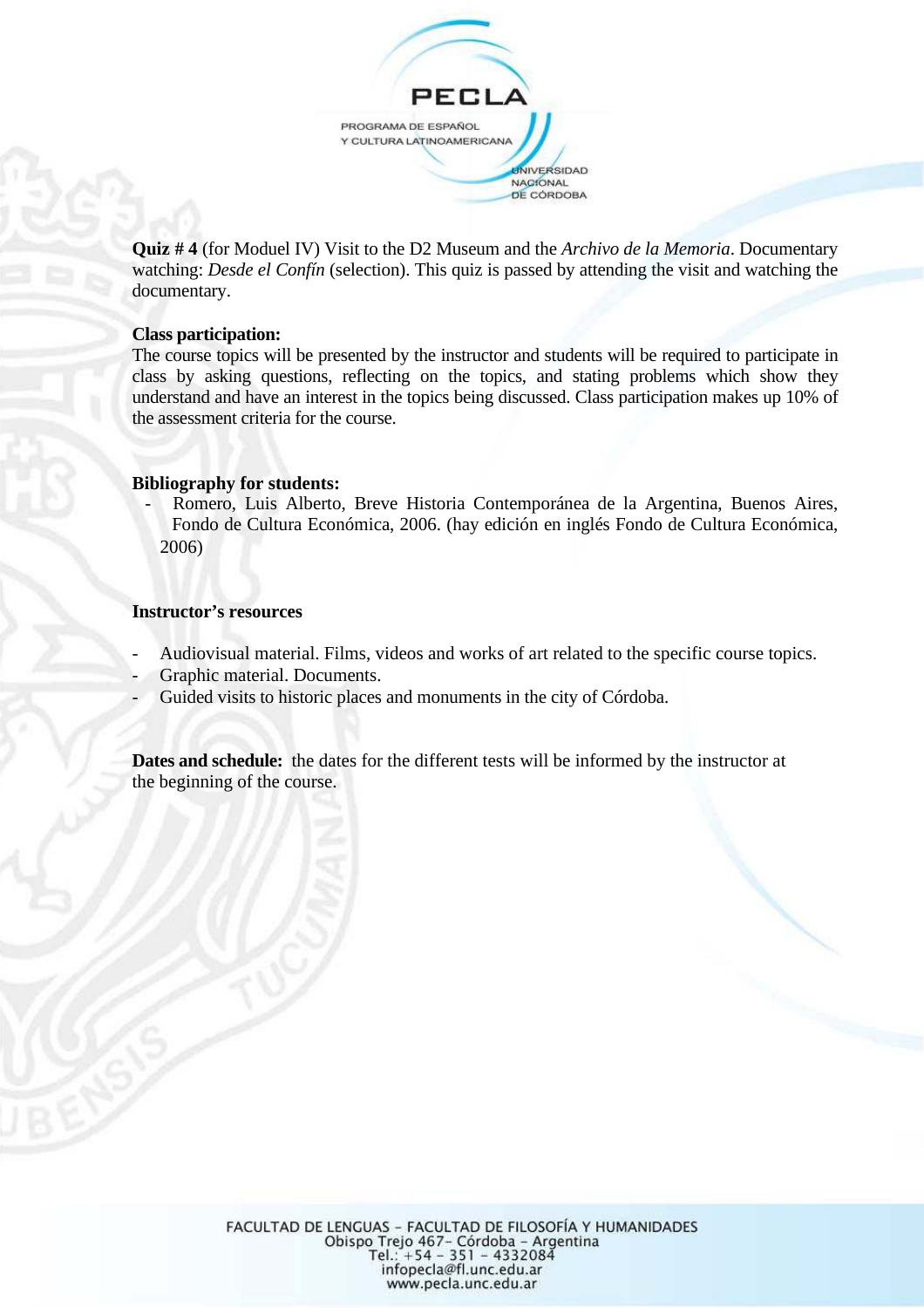**Quiz # 4** (for Moduel IV) Visit to the D2 Museum and the *Archivo de la Memoria*. Documentary watching: *Desde el Confín* (selection). This quiz is passed by attending the visit and watching the documentary.

**Class participation:**
The course topics will be presented by the instructor and students will be required to participate in class by asking questions, reflecting on the topics, and stating problems which show they understand and have an interest in the topics being discussed. Class participation makes up 10% of the assessment criteria for the course.

**Bibliography for students:**

- Romero, Luis Alberto, Breve Historia Contemporánea de la Argentina, Buenos Aires, Fondo de Cultura Económica, 2006. (hay edición en inglés Fondo de Cultura Económica, 2006)

**Instructor's resources**

- Audiovisual material. Films, videos and works of art related to the specific course topics.
- Graphic material. Documents.
- Guided visits to historic places and monuments in the city of Córdoba.

**Dates and schedule:** the dates for the different tests will be informed by the instructor at the beginning of the course.